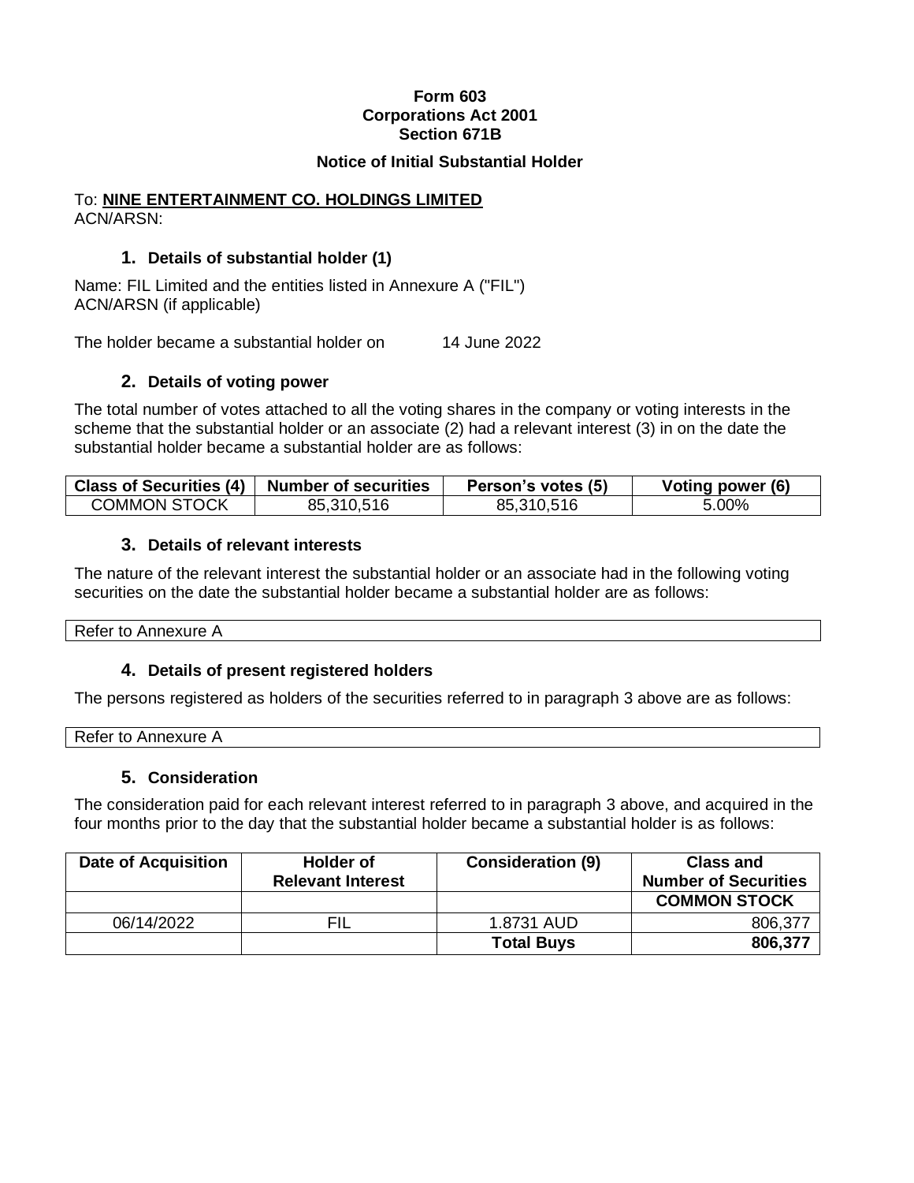**Form 603**
**Corporations Act 2001**
**Section 671B**

**Notice of Initial Substantial Holder**

To: **NINE ENTERTAINMENT CO. HOLDINGS LIMITED**
ACN/ARSN:

## 1. Details of substantial holder (1)

Name: FIL Limited and the entities listed in Annexure A ("FIL")
ACN/ARSN (if applicable)

The holder became a substantial holder on 14 June 2022

## 2. Details of voting power

The total number of votes attached to all the voting shares in the company or voting interests in the scheme that the substantial holder or an associate (2) had a relevant interest (3) in on the date the substantial holder became a substantial holder are as follows:

| Class of Securities (4) | Number of securities | Person's votes (5) | Voting power (6) |
|---|---|---|---|
| COMMON STOCK | 85,310,516 | 85,310,516 | 5.00% |

## 3. Details of relevant interests

The nature of the relevant interest the substantial holder or an associate had in the following voting securities on the date the substantial holder became a substantial holder are as follows:

| Refer to Annexure A |
|---|

## 4. Details of present registered holders

The persons registered as holders of the securities referred to in paragraph 3 above are as follows:

| Refer to Annexure A |
|---|

## 5. Consideration

The consideration paid for each relevant interest referred to in paragraph 3 above, and acquired in the four months prior to the day that the substantial holder became a substantial holder is as follows:

| Date of Acquisition | Holder of Relevant Interest | Consideration (9) | Class and Number of Securities |
|---|---|---|---|
| | | | **COMMON STOCK** |
| 06/14/2022 | FIL | 1.8731 AUD | 806,377 |
| | | **Total Buys** | **806,377** |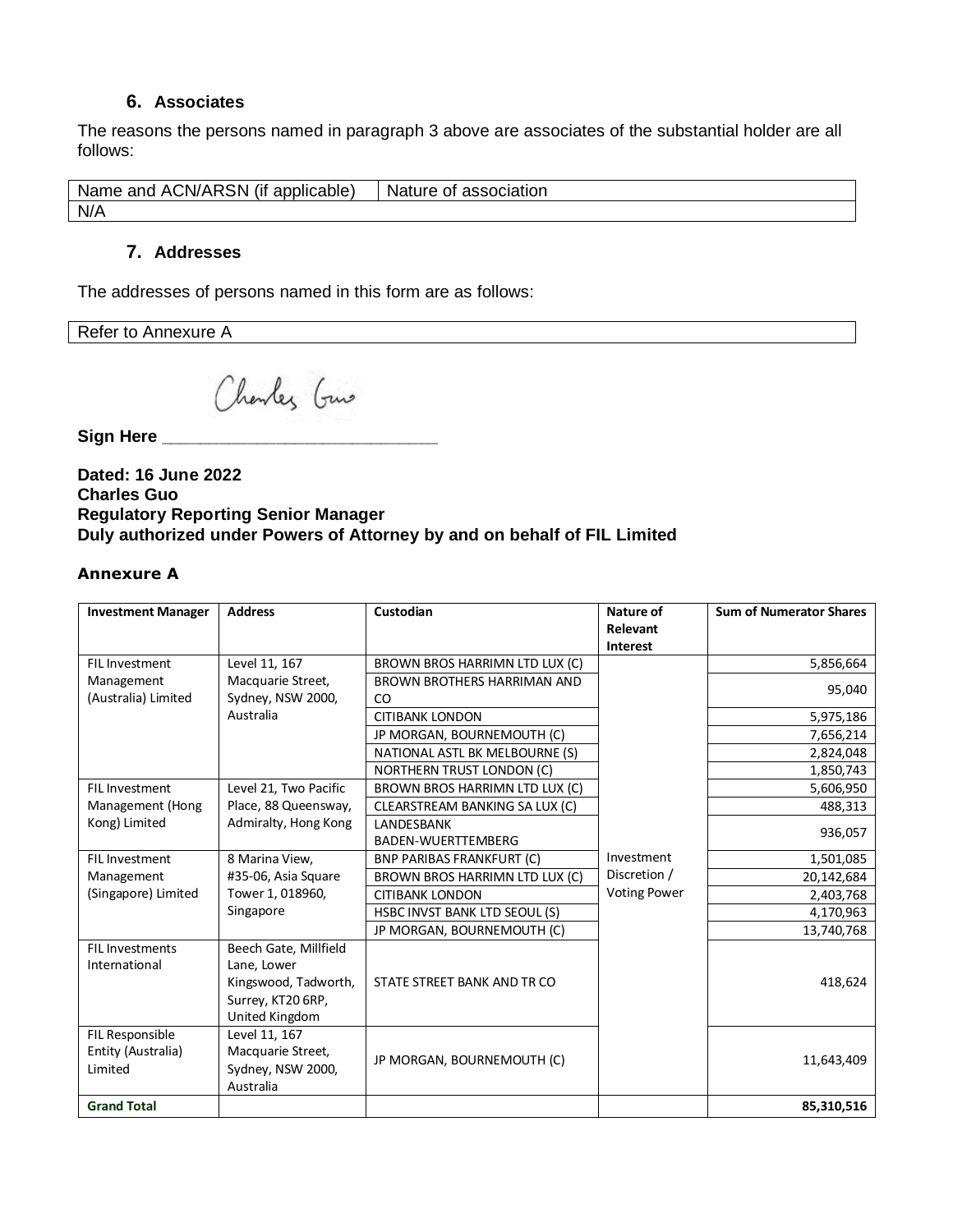### 6. Associates

The reasons the persons named in paragraph 3 above are associates of the substantial holder are all follows:

| Name and ACN/ARSN (if applicable) | Nature of association |
|---|---|
| N/A | |

### 7. Addresses

The addresses of persons named in this form are as follows:

| |
|---|
| Refer to Annexure A |

Sign Here ____________________________

**Dated: 16 June 2022**
**Charles Guo**
**Regulatory Reporting Senior Manager**
**Duly authorized under Powers of Attorney by and on behalf of FIL Limited**

### Annexure A

| Investment Manager | Address | Custodian | Nature of Relevant Interest | Sum of Numerator Shares |
|---|---|---|---|---|
| FIL Investment Management (Australia) Limited | Level 11, 167 Macquarie Street, Sydney, NSW 2000, Australia | BROWN BROS HARRIMN LTD LUX (C) | Investment Discretion / Voting Power | 5,856,664 |
| | | BROWN BROTHERS HARRIMAN AND CO | | 95,040 |
| | | CITIBANK LONDON | | 5,975,186 |
| | | JP MORGAN, BOURNEMOUTH (C) | | 7,656,214 |
| | | NATIONAL ASTL BK MELBOURNE (S) | | 2,824,048 |
| | | NORTHERN TRUST LONDON (C) | | 1,850,743 |
| FIL Investment Management (Hong Kong) Limited | Level 21, Two Pacific Place, 88 Queensway, Admiralty, Hong Kong | BROWN BROS HARRIMN LTD LUX (C) | | 5,606,950 |
| | | CLEARSTREAM BANKING SA LUX (C) | | 488,313 |
| | | LANDESBANK BADEN-WUERTTEMBERG | | 936,057 |
| FIL Investment Management (Singapore) Limited | 8 Marina View, #35-06, Asia Square Tower 1, 018960, Singapore | BNP PARIBAS FRANKFURT (C) | | 1,501,085 |
| | | BROWN BROS HARRIMN LTD LUX (C) | | 20,142,684 |
| | | CITIBANK LONDON | | 2,403,768 |
| | | HSBC INVST BANK LTD SEOUL (S) | | 4,170,963 |
| | | JP MORGAN, BOURNEMOUTH (C) | | 13,740,768 |
| FIL Investments International | Beech Gate, Millfield Lane, Lower Kingswood, Tadworth, Surrey, KT20 6RP, United Kingdom | STATE STREET BANK AND TR CO | | 418,624 |
| FIL Responsible Entity (Australia) Limited | Level 11, 167 Macquarie Street, Sydney, NSW 2000, Australia | JP MORGAN, BOURNEMOUTH (C) | | 11,643,409 |
| **Grand Total** | | | | **85,310,516** |